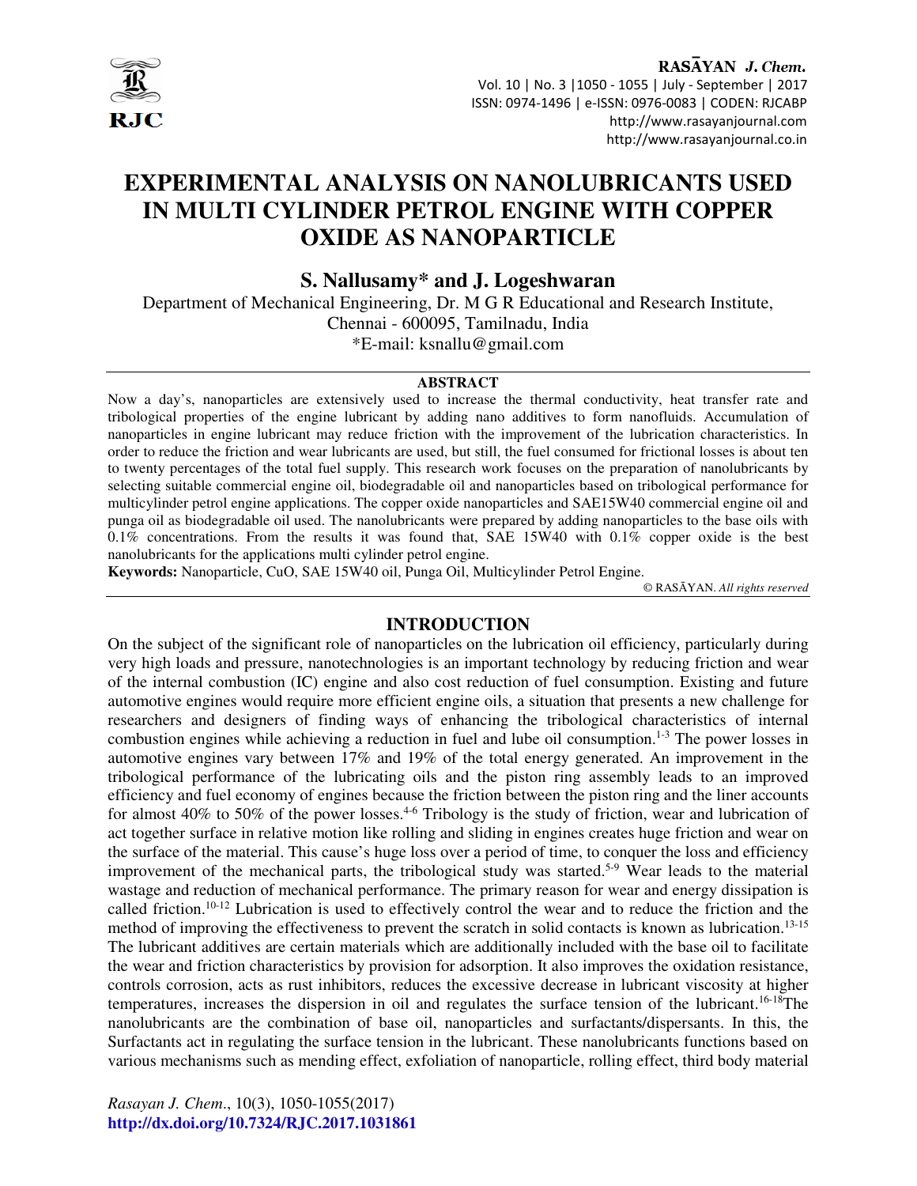# EXPERIMENTAL ANALYSIS ON NANOLUBRICANTS USED IN MULTI CYLINDER PETROL ENGINE WITH COPPER OXIDE AS NANOPARTICLE

**S. Nallusamy* and J. Logeshwaran**

Department of Mechanical Engineering, Dr. M G R Educational and Research Institute, Chennai - 600095, Tamilnadu, India

*E-mail: ksnallu@gmail.com

## ABSTRACT

Now a day's, nanoparticles are extensively used to increase the thermal conductivity, heat transfer rate and tribological properties of the engine lubricant by adding nano additives to form nanofluids. Accumulation of nanoparticles in engine lubricant may reduce friction with the improvement of the lubrication characteristics. In order to reduce the friction and wear lubricants are used, but still, the fuel consumed for frictional losses is about ten to twenty percentages of the total fuel supply. This research work focuses on the preparation of nanolubricants by selecting suitable commercial engine oil, biodegradable oil and nanoparticles based on tribological performance for multicylinder petrol engine applications. The copper oxide nanoparticles and SAE15W40 commercial engine oil and punga oil as biodegradable oil used. The nanolubricants were prepared by adding nanoparticles to the base oils with 0.1% concentrations. From the results it was found that, SAE 15W40 with 0.1% copper oxide is the best nanolubricants for the applications multi cylinder petrol engine.

**Keywords:** Nanoparticle, CuO, SAE 15W40 oil, Punga Oil, Multicylinder Petrol Engine.

© RASĀYAN. *All rights reserved*

## INTRODUCTION

On the subject of the significant role of nanoparticles on the lubrication oil efficiency, particularly during very high loads and pressure, nanotechnologies is an important technology by reducing friction and wear of the internal combustion (IC) engine and also cost reduction of fuel consumption. Existing and future automotive engines would require more efficient engine oils, a situation that presents a new challenge for researchers and designers of finding ways of enhancing the tribological characteristics of internal combustion engines while achieving a reduction in fuel and lube oil consumption.[1-3] The power losses in automotive engines vary between 17% and 19% of the total energy generated. An improvement in the tribological performance of the lubricating oils and the piston ring assembly leads to an improved efficiency and fuel economy of engines because the friction between the piston ring and the liner accounts for almost 40% to 50% of the power losses.[4-6] Tribology is the study of friction, wear and lubrication of act together surface in relative motion like rolling and sliding in engines creates huge friction and wear on the surface of the material. This cause's huge loss over a period of time, to conquer the loss and efficiency improvement of the mechanical parts, the tribological study was started.[5-9] Wear leads to the material wastage and reduction of mechanical performance. The primary reason for wear and energy dissipation is called friction.[10-12] Lubrication is used to effectively control the wear and to reduce the friction and the method of improving the effectiveness to prevent the scratch in solid contacts is known as lubrication.[13-15] The lubricant additives are certain materials which are additionally included with the base oil to facilitate the wear and friction characteristics by provision for adsorption. It also improves the oxidation resistance, controls corrosion, acts as rust inhibitors, reduces the excessive decrease in lubricant viscosity at higher temperatures, increases the dispersion in oil and regulates the surface tension of the lubricant.[16-18]The nanolubricants are the combination of base oil, nanoparticles and surfactants/dispersants. In this, the Surfactants act in regulating the surface tension in the lubricant. These nanolubricants functions based on various mechanisms such as mending effect, exfoliation of nanoparticle, rolling effect, third body material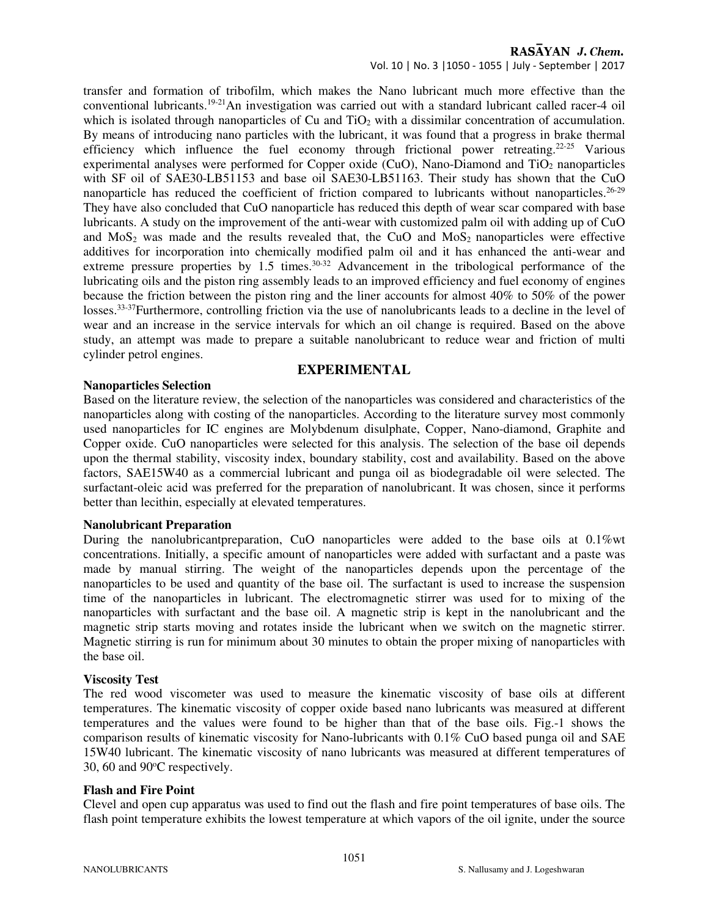transfer and formation of tribofilm, which makes the Nano lubricant much more effective than the conventional lubricants.[19-21]An investigation was carried out with a standard lubricant called racer-4 oil which is isolated through nanoparticles of Cu and $TiO_2$ with a dissimilar concentration of accumulation. By means of introducing nano particles with the lubricant, it was found that a progress in brake thermal efficiency which influence the fuel economy through frictional power retreating.[22-25] Various experimental analyses were performed for Copper oxide (CuO), Nano-Diamond and $TiO_2$ nanoparticles with SF oil of SAE30-LB51153 and base oil SAE30-LB51163. Their study has shown that the CuO nanoparticle has reduced the coefficient of friction compared to lubricants without nanoparticles.[26-29] They have also concluded that CuO nanoparticle has reduced this depth of wear scar compared with base lubricants. A study on the improvement of the anti-wear with customized palm oil with adding up of CuO and $MoS_2$ was made and the results revealed that, the CuO and $MoS_2$ nanoparticles were effective additives for incorporation into chemically modified palm oil and it has enhanced the anti-wear and extreme pressure properties by 1.5 times.[30-32] Advancement in the tribological performance of the lubricating oils and the piston ring assembly leads to an improved efficiency and fuel economy of engines because the friction between the piston ring and the liner accounts for almost 40% to 50% of the power losses.[33-37]Furthermore, controlling friction via the use of nanolubricants leads to a decline in the level of wear and an increase in the service intervals for which an oil change is required. Based on the above study, an attempt was made to prepare a suitable nanolubricant to reduce wear and friction of multi cylinder petrol engines.

## EXPERIMENTAL

### Nanoparticles Selection

Based on the literature review, the selection of the nanoparticles was considered and characteristics of the nanoparticles along with costing of the nanoparticles. According to the literature survey most commonly used nanoparticles for IC engines are Molybdenum disulphate, Copper, Nano-diamond, Graphite and Copper oxide. CuO nanoparticles were selected for this analysis. The selection of the base oil depends upon the thermal stability, viscosity index, boundary stability, cost and availability. Based on the above factors, SAE15W40 as a commercial lubricant and punga oil as biodegradable oil were selected. The surfactant-oleic acid was preferred for the preparation of nanolubricant. It was chosen, since it performs better than lecithin, especially at elevated temperatures.

### Nanolubricant Preparation

During the nanolubricantpreparation, CuO nanoparticles were added to the base oils at 0.1%wt concentrations. Initially, a specific amount of nanoparticles were added with surfactant and a paste was made by manual stirring. The weight of the nanoparticles depends upon the percentage of the nanoparticles to be used and quantity of the base oil. The surfactant is used to increase the suspension time of the nanoparticles in lubricant. The electromagnetic stirrer was used for to mixing of the nanoparticles with surfactant and the base oil. A magnetic strip is kept in the nanolubricant and the magnetic strip starts moving and rotates inside the lubricant when we switch on the magnetic stirrer. Magnetic stirring is run for minimum about 30 minutes to obtain the proper mixing of nanoparticles with the base oil.

### Viscosity Test

The red wood viscometer was used to measure the kinematic viscosity of base oils at different temperatures. The kinematic viscosity of copper oxide based nano lubricants was measured at different temperatures and the values were found to be higher than that of the base oils. Fig.-1 shows the comparison results of kinematic viscosity for Nano-lubricants with 0.1% CuO based punga oil and SAE 15W40 lubricant. The kinematic viscosity of nano lubricants was measured at different temperatures of 30, 60 and 90°C respectively.

### Flash and Fire Point

Clevel and open cup apparatus was used to find out the flash and fire point temperatures of base oils. The flash point temperature exhibits the lowest temperature at which vapors of the oil ignite, under the source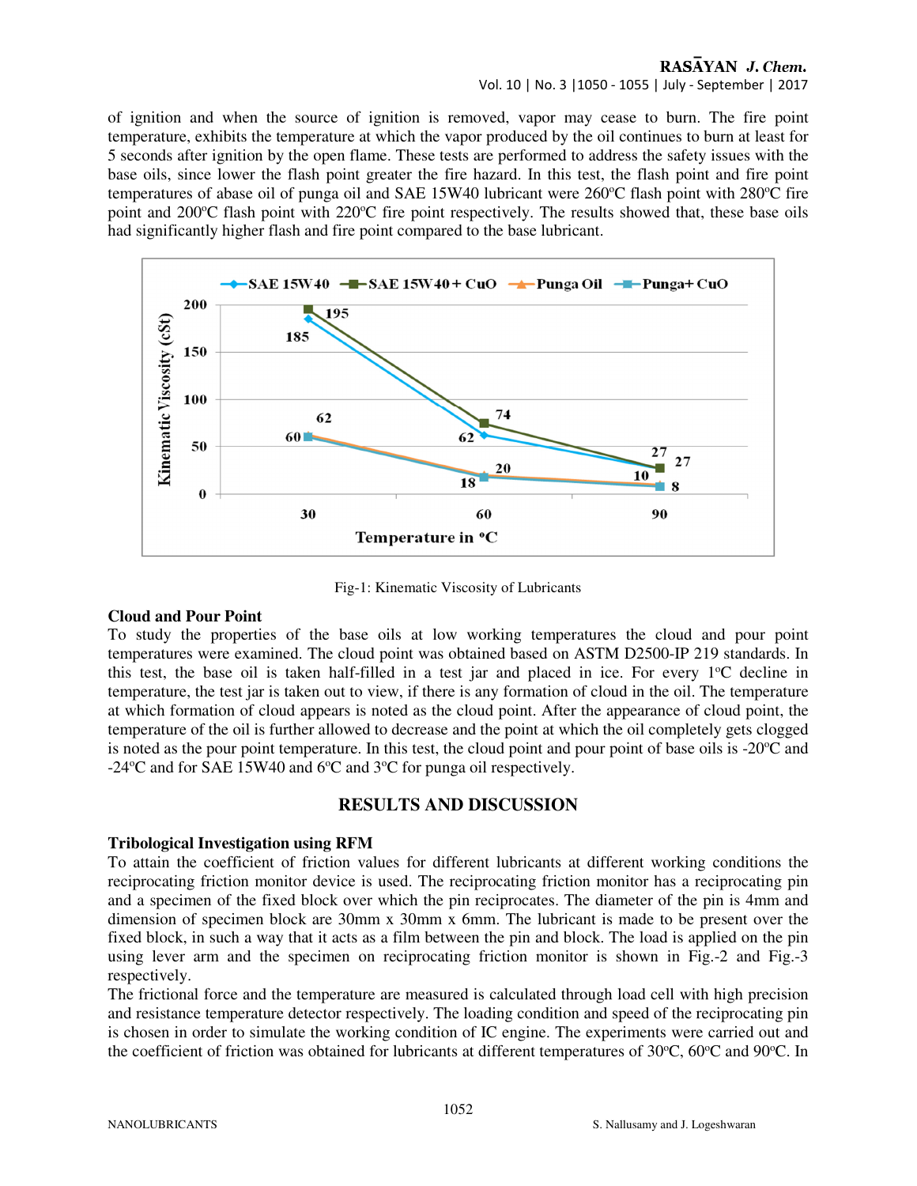of ignition and when the source of ignition is removed, vapor may cease to burn. The fire point temperature, exhibits the temperature at which the vapor produced by the oil continues to burn at least for 5 seconds after ignition by the open flame. These tests are performed to address the safety issues with the base oils, since lower the flash point greater the fire hazard. In this test, the flash point and fire point temperatures of abase oil of punga oil and SAE 15W40 lubricant were 260ºC flash point with 280ºC fire point and 200ºC flash point with 220ºC fire point respectively. The results showed that, these base oils had significantly higher flash and fire point compared to the base lubricant.

Fig-1: Kinematic Viscosity of Lubricants

**Cloud and Pour Point**

To study the properties of the base oils at low working temperatures the cloud and pour point temperatures were examined. The cloud point was obtained based on ASTM D2500-IP 219 standards. In this test, the base oil is taken half-filled in a test jar and placed in ice. For every 1ºC decline in temperature, the test jar is taken out to view, if there is any formation of cloud in the oil. The temperature at which formation of cloud appears is noted as the cloud point. After the appearance of cloud point, the temperature of the oil is further allowed to decrease and the point at which the oil completely gets clogged is noted as the pour point temperature. In this test, the cloud point and pour point of base oils is -20ºC and -24ºC and for SAE 15W40 and 6ºC and 3ºC for punga oil respectively.

## RESULTS AND DISCUSSION

**Tribological Investigation using RFM**

To attain the coefficient of friction values for different lubricants at different working conditions the reciprocating friction monitor device is used. The reciprocating friction monitor has a reciprocating pin and a specimen of the fixed block over which the pin reciprocates. The diameter of the pin is 4mm and dimension of specimen block are 30mm x 30mm x 6mm. The lubricant is made to be present over the fixed block, in such a way that it acts as a film between the pin and block. The load is applied on the pin using lever arm and the specimen on reciprocating friction monitor is shown in Fig.-2 and Fig.-3 respectively.

The frictional force and the temperature are measured is calculated through load cell with high precision and resistance temperature detector respectively. The loading condition and speed of the reciprocating pin is chosen in order to simulate the working condition of IC engine. The experiments were carried out and the coefficient of friction was obtained for lubricants at different temperatures of 30ºC, 60ºC and 90ºC. In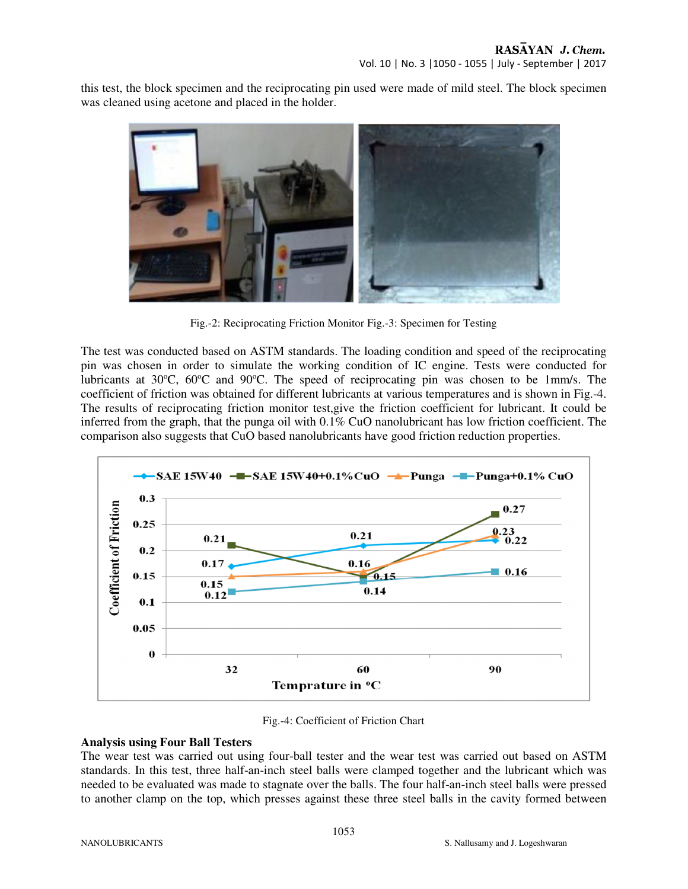this test, the block specimen and the reciprocating pin used were made of mild steel. The block specimen was cleaned using acetone and placed in the holder.

Fig.-2: Reciprocating Friction Monitor Fig.-3: Specimen for Testing

The test was conducted based on ASTM standards. The loading condition and speed of the reciprocating pin was chosen in order to simulate the working condition of IC engine. Tests were conducted for lubricants at 30ºC, 60ºC and 90ºC. The speed of reciprocating pin was chosen to be 1mm/s. The coefficient of friction was obtained for different lubricants at various temperatures and is shown in Fig.-4. The results of reciprocating friction monitor test,give the friction coefficient for lubricant. It could be inferred from the graph, that the punga oil with 0.1% CuO nanolubricant has low friction coefficient. The comparison also suggests that CuO based nanolubricants have good friction reduction properties.

Fig.-4: Coefficient of Friction Chart

**Analysis using Four Ball Testers**

The wear test was carried out using four-ball tester and the wear test was carried out based on ASTM standards. In this test, three half-an-inch steel balls were clamped together and the lubricant which was needed to be evaluated was made to stagnate over the balls. The four half-an-inch steel balls were pressed to another clamp on the top, which presses against these three steel balls in the cavity formed between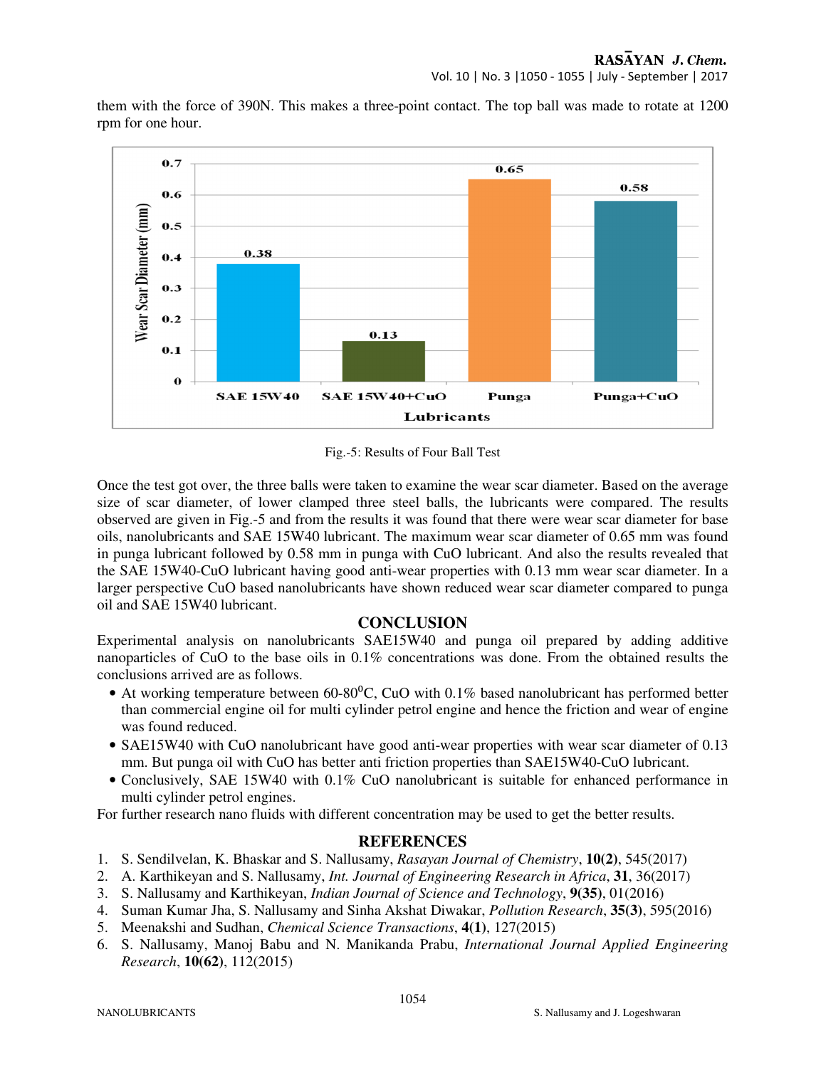them with the force of 390N. This makes a three-point contact. The top ball was made to rotate at 1200 rpm for one hour.

Fig.-5: Results of Four Ball Test

Once the test got over, the three balls were taken to examine the wear scar diameter. Based on the average size of scar diameter, of lower clamped three steel balls, the lubricants were compared. The results observed are given in Fig.-5 and from the results it was found that there were wear scar diameter for base oils, nanolubricants and SAE 15W40 lubricant. The maximum wear scar diameter of 0.65 mm was found in punga lubricant followed by 0.58 mm in punga with CuO lubricant. And also the results revealed that the SAE 15W40-CuO lubricant having good anti-wear properties with 0.13 mm wear scar diameter. In a larger perspective CuO based nanolubricants have shown reduced wear scar diameter compared to punga oil and SAE 15W40 lubricant.

## CONCLUSION

Experimental analysis on nanolubricants SAE15W40 and punga oil prepared by adding additive nanoparticles of CuO to the base oils in 0.1% concentrations was done. From the obtained results the conclusions arrived are as follows.

- At working temperature between 60-80$^0$C, CuO with 0.1% based nanolubricant has performed better than commercial engine oil for multi cylinder petrol engine and hence the friction and wear of engine was found reduced.
- SAE15W40 with CuO nanolubricant have good anti-wear properties with wear scar diameter of 0.13 mm. But punga oil with CuO has better anti friction properties than SAE15W40-CuO lubricant.
- Conclusively, SAE 15W40 with 0.1% CuO nanolubricant is suitable for enhanced performance in multi cylinder petrol engines.

For further research nano fluids with different concentration may be used to get the better results.

## REFERENCES

1. S. Sendilvelan, K. Bhaskar and S. Nallusamy, *Rasayan Journal of Chemistry*, **10(2)**, 545(2017)
2. A. Karthikeyan and S. Nallusamy, *Int. Journal of Engineering Research in Africa*, **31**, 36(2017)
3. S. Nallusamy and Karthikeyan, *Indian Journal of Science and Technology*, **9(35)**, 01(2016)
4. Suman Kumar Jha, S. Nallusamy and Sinha Akshat Diwakar, *Pollution Research*, **35(3)**, 595(2016)
5. Meenakshi and Sudhan, *Chemical Science Transactions*, **4(1)**, 127(2015)
6. S. Nallusamy, Manoj Babu and N. Manikanda Prabu, *International Journal Applied Engineering Research*, **10(62)**, 112(2015)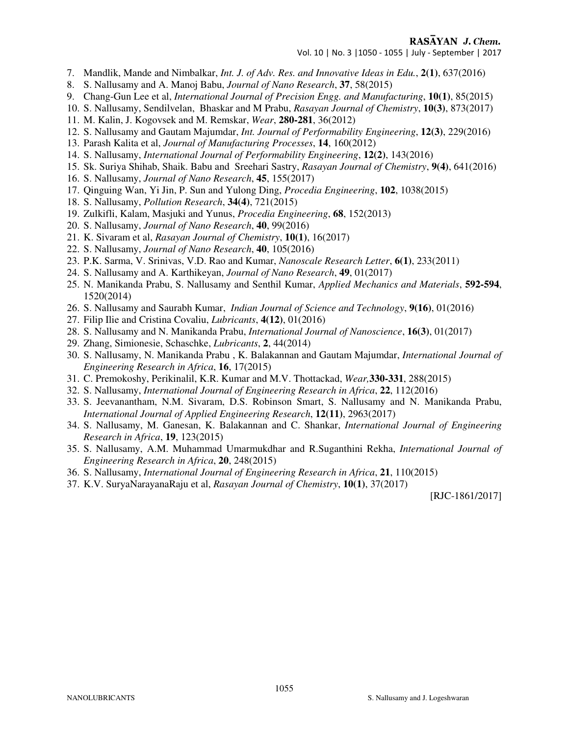7. Mandlik, Mande and Nimbalkar, *Int. J. of Adv. Res. and Innovative Ideas in Edu.*, **2(1)**, 637(2016)
8. S. Nallusamy and A. Manoj Babu, *Journal of Nano Research*, **37**, 58(2015)
9. Chang-Gun Lee et al, *International Journal of Precision Engg. and Manufacturing*, **10(1)**, 85(2015)
10. S. Nallusamy, Sendilvelan, Bhaskar and M Prabu, *Rasayan Journal of Chemistry*, **10(3)**, 873(2017)
11. M. Kalin, J. Kogovsek and M. Remskar, *Wear*, **280-281**, 36(2012)
12. S. Nallusamy and Gautam Majumdar, *Int. Journal of Performability Engineering*, **12(3)**, 229(2016)
13. Parash Kalita et al, *Journal of Manufacturing Processes*, **14**, 160(2012)
14. S. Nallusamy, *International Journal of Performability Engineering*, **12(2)**, 143(2016)
15. Sk. Suriya Shihab, Shaik. Babu and Sreehari Sastry, *Rasayan Journal of Chemistry*, **9(4)**, 641(2016)
16. S. Nallusamy, *Journal of Nano Research*, **45**, 155(2017)
17. Qinguing Wan, Yi Jin, P. Sun and Yulong Ding, *Procedia Engineering*, **102**, 1038(2015)
18. S. Nallusamy, *Pollution Research*, **34(4)**, 721(2015)
19. Zulkifli, Kalam, Masjuki and Yunus, *Procedia Engineering*, **68**, 152(2013)
20. S. Nallusamy, *Journal of Nano Research*, **40**, 99(2016)
21. K. Sivaram et al, *Rasayan Journal of Chemistry*, **10(1)**, 16(2017)
22. S. Nallusamy, *Journal of Nano Research*, **40**, 105(2016)
23. P.K. Sarma, V. Srinivas, V.D. Rao and Kumar, *Nanoscale Research Letter*, **6(1)**, 233(2011)
24. S. Nallusamy and A. Karthikeyan, *Journal of Nano Research*, **49**, 01(2017)
25. N. Manikanda Prabu, S. Nallusamy and Senthil Kumar, *Applied Mechanics and Materials*, **592-594**, 1520(2014)
26. S. Nallusamy and Saurabh Kumar, *Indian Journal of Science and Technology*, **9(16)**, 01(2016)
27. Filip Ilie and Cristina Covaliu, *Lubricants*, **4(12)**, 01(2016)
28. S. Nallusamy and N. Manikanda Prabu, *International Journal of Nanoscience*, **16(3)**, 01(2017)
29. Zhang, Simionesie, Schaschke, *Lubricants*, **2**, 44(2014)
30. S. Nallusamy, N. Manikanda Prabu , K. Balakannan and Gautam Majumdar, *International Journal of Engineering Research in Africa*, **16**, 17(2015)
31. C. Premokoshy, Perikinalil, K.R. Kumar and M.V. Thottackad, *Wear,* **330-331**, 288(2015)
32. S. Nallusamy, *International Journal of Engineering Research in Africa*, **22**, 112(2016)
33. S. Jeevanantham, N.M. Sivaram, D.S. Robinson Smart, S. Nallusamy and N. Manikanda Prabu, *International Journal of Applied Engineering Research*, **12(11)**, 2963(2017)
34. S. Nallusamy, M. Ganesan, K. Balakannan and C. Shankar, *International Journal of Engineering Research in Africa*, **19**, 123(2015)
35. S. Nallusamy, A.M. Muhammad Umarmukdhar and R.Suganthini Rekha, *International Journal of Engineering Research in Africa*, **20**, 248(2015)
36. S. Nallusamy, *International Journal of Engineering Research in Africa*, **21**, 110(2015)
37. K.V. SuryaNarayanaRaju et al, *Rasayan Journal of Chemistry*, **10(1)**, 37(2017)

[RJC-1861/2017]